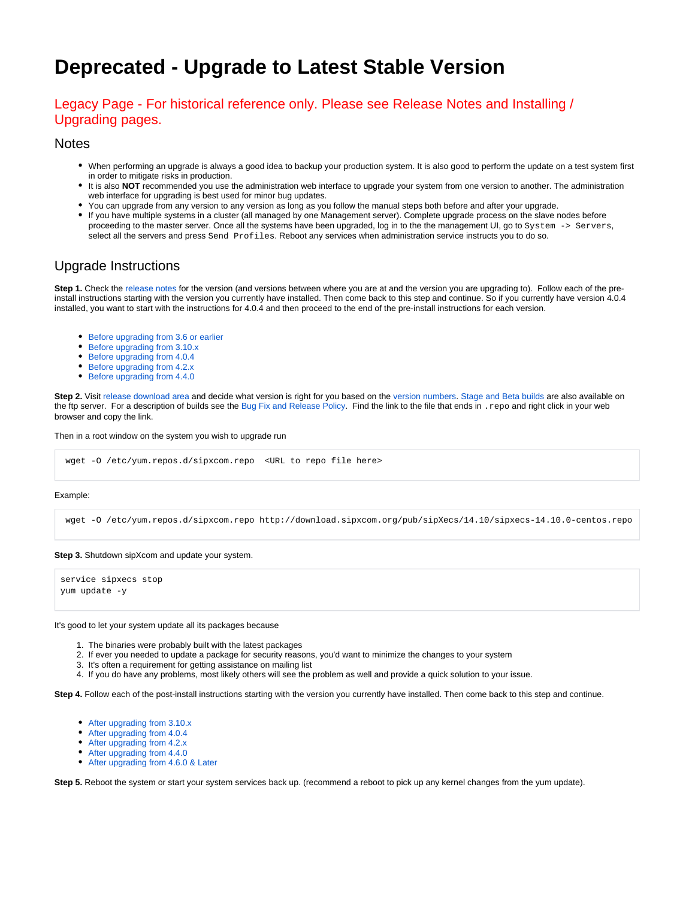# Deprecated - Upgrade to Latest Stable Version

## Legacy Page - For historical reference only. Please see Release Notes and Installing / Upgrading pages.

## Notes

- When performing an upgrade is always a good idea to backup your production system. It is also good to perform the update on a test system first in order to mitigate risks in production.
- It is also **NOT** recommended you use the administration web interface to upgrade your system from one version to another. The administration web interface for upgrading is best used for minor bug updates.
- You can upgrade from any version to any version as long as you follow the manual steps both before and after your upgrade.
- If you have multiple systems in a cluster (all managed by one Management server). Complete upgrade process on the slave nodes before proceeding to the master server. Once all the systems have been upgraded, log in to the the management UI, go to `System -> Servers`, select all the servers and press `Send Profiles`. Reboot any services when administration service instructs you to do so.

## Upgrade Instructions

**Step 1.** Check the release notes for the version (and versions between where you are at and the version you are upgrading to). Follow each of the pre-install instructions starting with the version you currently have installed. Then come back to this step and continue. So if you currently have version 4.0.4 installed, you want to start with the instructions for 4.0.4 and then proceed to the end of the pre-install instructions for each version.

- Before upgrading from 3.6 or earlier
- Before upgrading from 3.10.x
- Before upgrading from 4.0.4
- Before upgrading from 4.2.x
- Before upgrading from 4.4.0

**Step 2.** Visit release download area and decide what version is right for you based on the version numbers. Stage and Beta builds are also available on the ftp server. For a description of builds see the Bug Fix and Release Policy. Find the link to the file that ends in `.repo` and right click in your web browser and copy the link.

Then in a root window on the system you wish to upgrade run

```
wget -O /etc/yum.repos.d/sipxcom.repo  <URL to repo file here>
```

Example:

```
wget -O /etc/yum.repos.d/sipxcom.repo http://download.sipxcom.org/pub/sipXecs/14.10/sipxecs-14.10.0-centos.repo
```

**Step 3.** Shutdown sipXcom and update your system.

```
service sipxecs stop
yum update -y
```

It's good to let your system update all its packages because

1. The binaries were probably built with the latest packages
2. If ever you needed to update a package for security reasons, you'd want to minimize the changes to your system
3. It's often a requirement for getting assistance on mailing list
4. If you do have any problems, most likely others will see the problem as well and provide a quick solution to your issue.

**Step 4.** Follow each of the post-install instructions starting with the version you currently have installed. Then come back to this step and continue.

- After upgrading from 3.10.x
- After upgrading from 4.0.4
- After upgrading from 4.2.x
- After upgrading from 4.4.0
- After upgrading from 4.6.0 & Later

**Step 5.** Reboot the system or start your system services back up. (recommend a reboot to pick up any kernel changes from the yum update).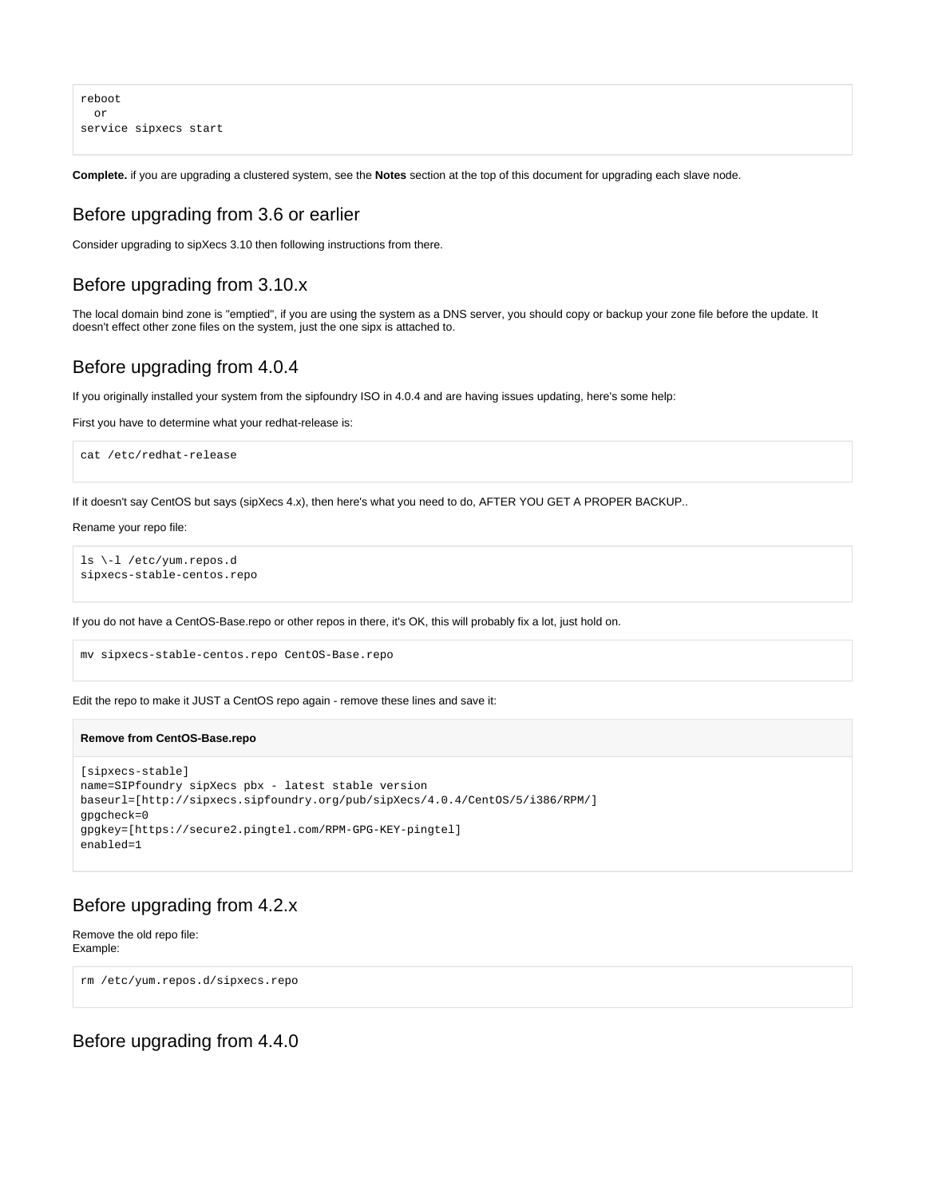```
reboot
  or
service sipxecs start
```

**Complete.** if you are upgrading a clustered system, see the **Notes** section at the top of this document for upgrading each slave node.

## Before upgrading from 3.6 or earlier

Consider upgrading to sipXecs 3.10 then following instructions from there.

## Before upgrading from 3.10.x

The local domain bind zone is "emptied", if you are using the system as a DNS server, you should copy or backup your zone file before the update. It doesn't effect other zone files on the system, just the one sipx is attached to.

## Before upgrading from 4.0.4

If you originally installed your system from the sipfoundry ISO in 4.0.4 and are having issues updating, here's some help:

First you have to determine what your redhat-release is:

```
cat /etc/redhat-release
```

If it doesn't say CentOS but says (sipXecs 4.x), then here's what you need to do, AFTER YOU GET A PROPER BACKUP..

Rename your repo file:

```
ls \-l /etc/yum.repos.d
sipxecs-stable-centos.repo
```

If you do not have a CentOS-Base.repo or other repos in there, it's OK, this will probably fix a lot, just hold on.

```
mv sipxecs-stable-centos.repo CentOS-Base.repo
```

Edit the repo to make it JUST a CentOS repo again - remove these lines and save it:

**Remove from CentOS-Base.repo**

```
[sipxecs-stable]
name=SIPfoundry sipXecs pbx - latest stable version
baseurl=[http://sipxecs.sipfoundry.org/pub/sipXecs/4.0.4/CentOS/5/i386/RPM/]
gpgcheck=0
gpgkey=[https://secure2.pingtel.com/RPM-GPG-KEY-pingtel]
enabled=1
```

## Before upgrading from 4.2.x

Remove the old repo file:
Example:

```
rm /etc/yum.repos.d/sipxecs.repo
```

## Before upgrading from 4.4.0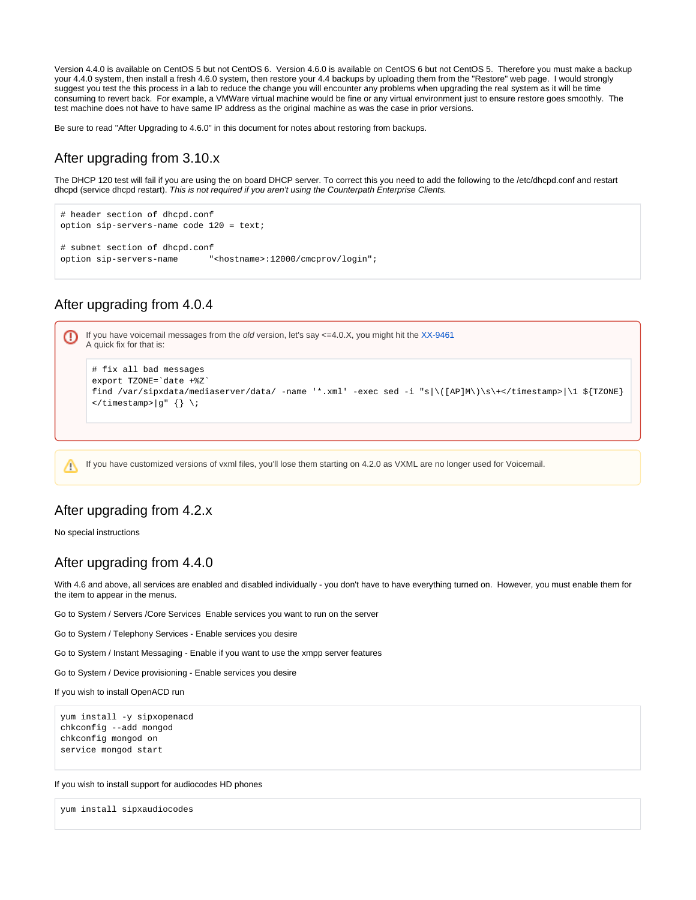Version 4.4.0 is available on CentOS 5 but not CentOS 6. Version 4.6.0 is available on CentOS 6 but not CentOS 5. Therefore you must make a backup your 4.4.0 system, then install a fresh 4.6.0 system, then restore your 4.4 backups by uploading them from the "Restore" web page. I would strongly suggest you test the this process in a lab to reduce the change you will encounter any problems when upgrading the real system as it will be time consuming to revert back. For example, a VMWare virtual machine would be fine or any virtual environment just to ensure restore goes smoothly. The test machine does not have to have same IP address as the original machine as was the case in prior versions.

Be sure to read "After Upgrading to 4.6.0" in this document for notes about restoring from backups.

## After upgrading from 3.10.x

The DHCP 120 test will fail if you are using the on board DHCP server. To correct this you need to add the following to the /etc/dhcpd.conf and restart dhcpd (service dhcpd restart). *This is not required if you aren't using the Counterpath Enterprise Clients.*

```
# header section of dhcpd.conf
option sip-servers-name code 120 = text;

# subnet section of dhcpd.conf
option sip-servers-name      "<hostname>:12000/cmcprov/login";
```

## After upgrading from 4.0.4

If you have voicemail messages from the *old* version, let's say <=4.0.X, you might hit the XX-9461
A quick fix for that is:

```
# fix all bad messages
export TZONE=`date +%Z`
find /var/sipxdata/mediaserver/data/ -name '*.xml' -exec sed -i "s|\([AP]M\)\s\+</timestamp>|\1 ${TZONE}
</timestamp>|g" {} \;
```

If you have customized versions of vxml files, you'll lose them starting on 4.2.0 as VXML are no longer used for Voicemail.

## After upgrading from 4.2.x

No special instructions

## After upgrading from 4.4.0

With 4.6 and above, all services are enabled and disabled individually - you don't have to have everything turned on. However, you must enable them for the item to appear in the menus.

Go to System / Servers /Core Services Enable services you want to run on the server

Go to System / Telephony Services - Enable services you desire

Go to System / Instant Messaging - Enable if you want to use the xmpp server features

Go to System / Device provisioning - Enable services you desire

If you wish to install OpenACD run

```
yum install -y sipxopenacd
chkconfig --add mongod
chkconfig mongod on
service mongod start
```

If you wish to install support for audiocodes HD phones

```
yum install sipxaudiocodes
```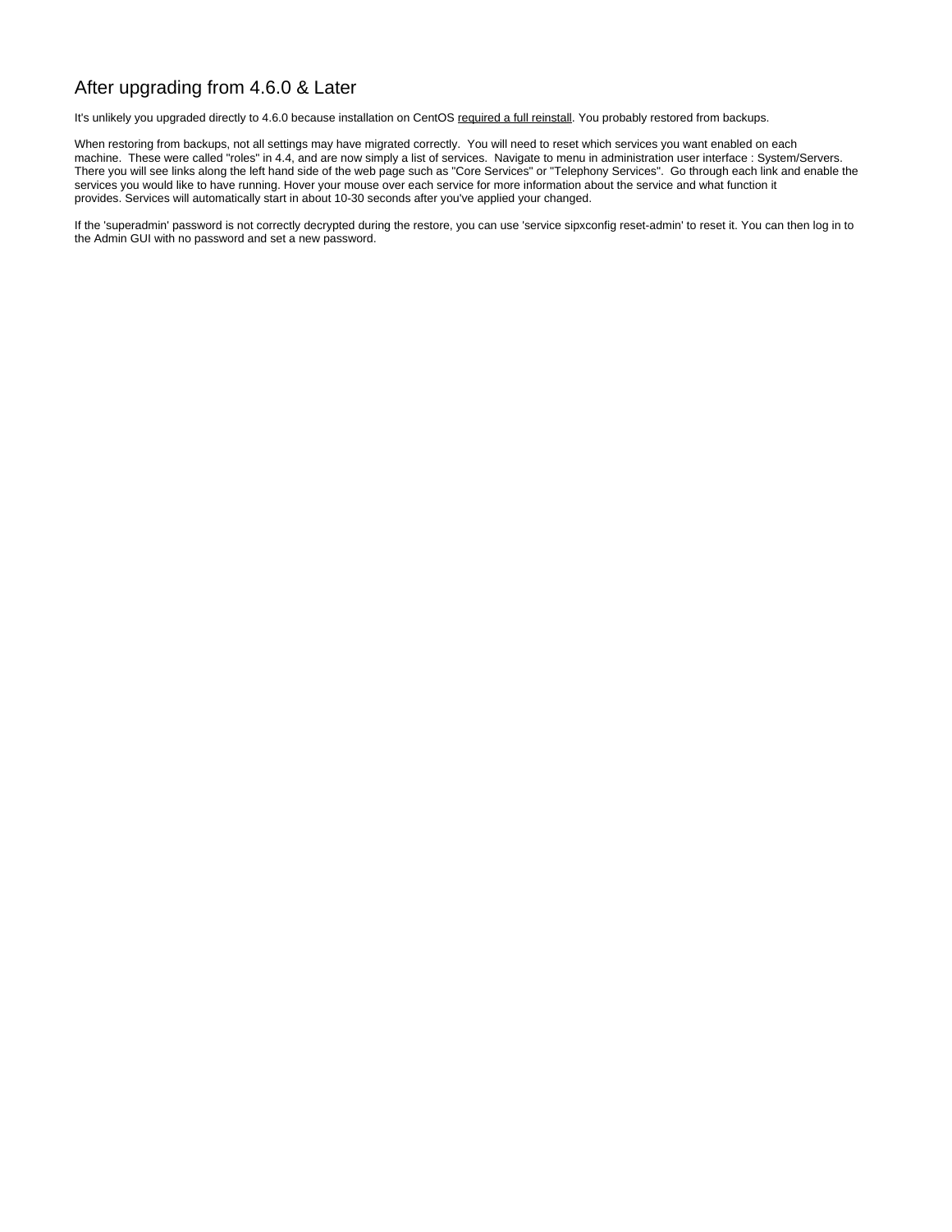## After upgrading from 4.6.0 & Later

It's unlikely you upgraded directly to 4.6.0 because installation on CentOS required a full reinstall. You probably restored from backups.

When restoring from backups, not all settings may have migrated correctly.  You will need to reset which services you want enabled on each machine.  These were called "roles" in 4.4, and are now simply a list of services.  Navigate to menu in administration user interface : System/Servers. There you will see links along the left hand side of the web page such as "Core Services" or "Telephony Services".  Go through each link and enable the services you would like to have running. Hover your mouse over each service for more information about the service and what function it provides. Services will automatically start in about 10-30 seconds after you've applied your changed.

If the 'superadmin' password is not correctly decrypted during the restore, you can use 'service sipxconfig reset-admin' to reset it. You can then log in to the Admin GUI with no password and set a new password.